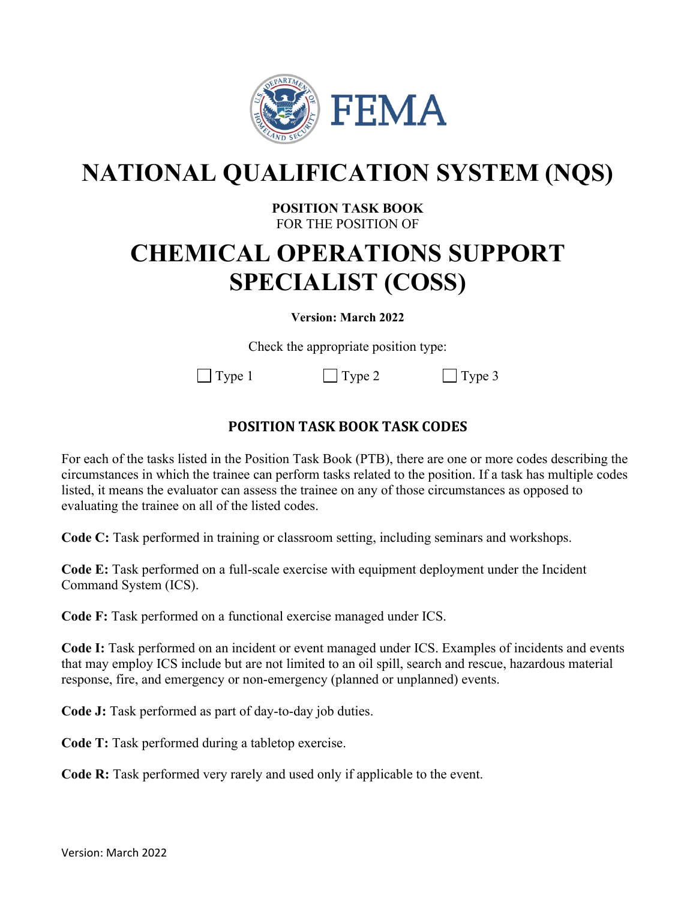FEMA

# NATIONAL QUALIFICATION SYSTEM (NQS)

**POSITION TASK BOOK**
FOR THE POSITION OF

# CHEMICAL OPERATIONS SUPPORT SPECIALIST (COSS)

**Version: March 2022**

Check the appropriate position type:

☐ Type 1 ☐ Type 2 ☐ Type 3

## POSITION TASK BOOK TASK CODES

For each of the tasks listed in the Position Task Book (PTB), there are one or more codes describing the circumstances in which the trainee can perform tasks related to the position. If a task has multiple codes listed, it means the evaluator can assess the trainee on any of those circumstances as opposed to evaluating the trainee on all of the listed codes.

**Code C:** Task performed in training or classroom setting, including seminars and workshops.

**Code E:** Task performed on a full-scale exercise with equipment deployment under the Incident Command System (ICS).

**Code F:** Task performed on a functional exercise managed under ICS.

**Code I:** Task performed on an incident or event managed under ICS. Examples of incidents and events that may employ ICS include but are not limited to an oil spill, search and rescue, hazardous material response, fire, and emergency or non-emergency (planned or unplanned) events.

**Code J:** Task performed as part of day-to-day job duties.

**Code T:** Task performed during a tabletop exercise.

**Code R:** Task performed very rarely and used only if applicable to the event.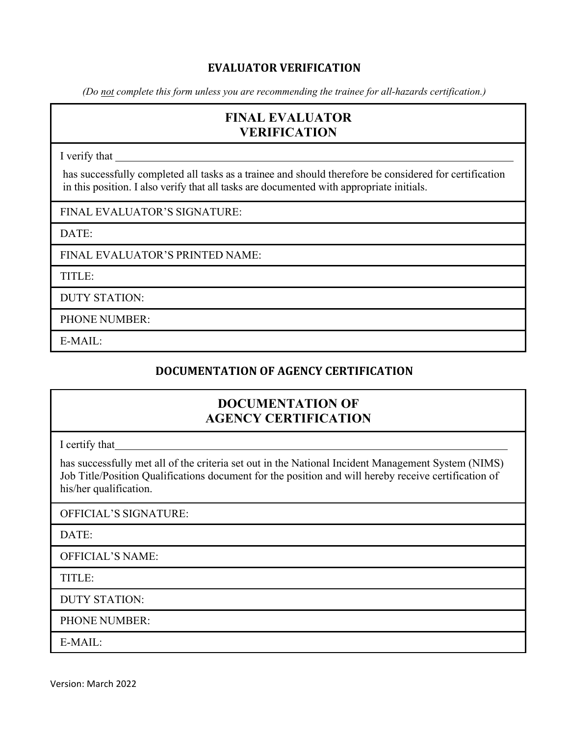## EVALUATOR VERIFICATION

*(Do not complete this form unless you are recommending the trainee for all-hazards certification.)*

| FINAL EVALUATOR VERIFICATION |
| --- |
| I verify that \_\_\_\_\_\_\_\_\_\_\_\_\_\_\_\_\_\_\_\_\_\_\_\_\_\_\_\_\_\_\_\_\_\_\_\_\_\_\_\_ has successfully completed all tasks as a trainee and should therefore be considered for certification in this position. I also verify that all tasks are documented with appropriate initials. |
| FINAL EVALUATOR'S SIGNATURE: |
| DATE: |
| FINAL EVALUATOR'S PRINTED NAME: |
| TITLE: |
| DUTY STATION: |
| PHONE NUMBER: |
| E-MAIL: |

## DOCUMENTATION OF AGENCY CERTIFICATION

| DOCUMENTATION OF AGENCY CERTIFICATION |
| --- |
| I certify that \_\_\_\_\_\_\_\_\_\_\_\_\_\_\_\_\_\_\_\_\_\_\_\_\_\_\_\_\_\_\_\_\_\_\_\_\_\_\_\_ has successfully met all of the criteria set out in the National Incident Management System (NIMS) Job Title/Position Qualifications document for the position and will hereby receive certification of his/her qualification. |
| OFFICIAL'S SIGNATURE: |
| DATE: |
| OFFICIAL'S NAME: |
| TITLE: |
| DUTY STATION: |
| PHONE NUMBER: |
| E-MAIL: |

Version: March 2022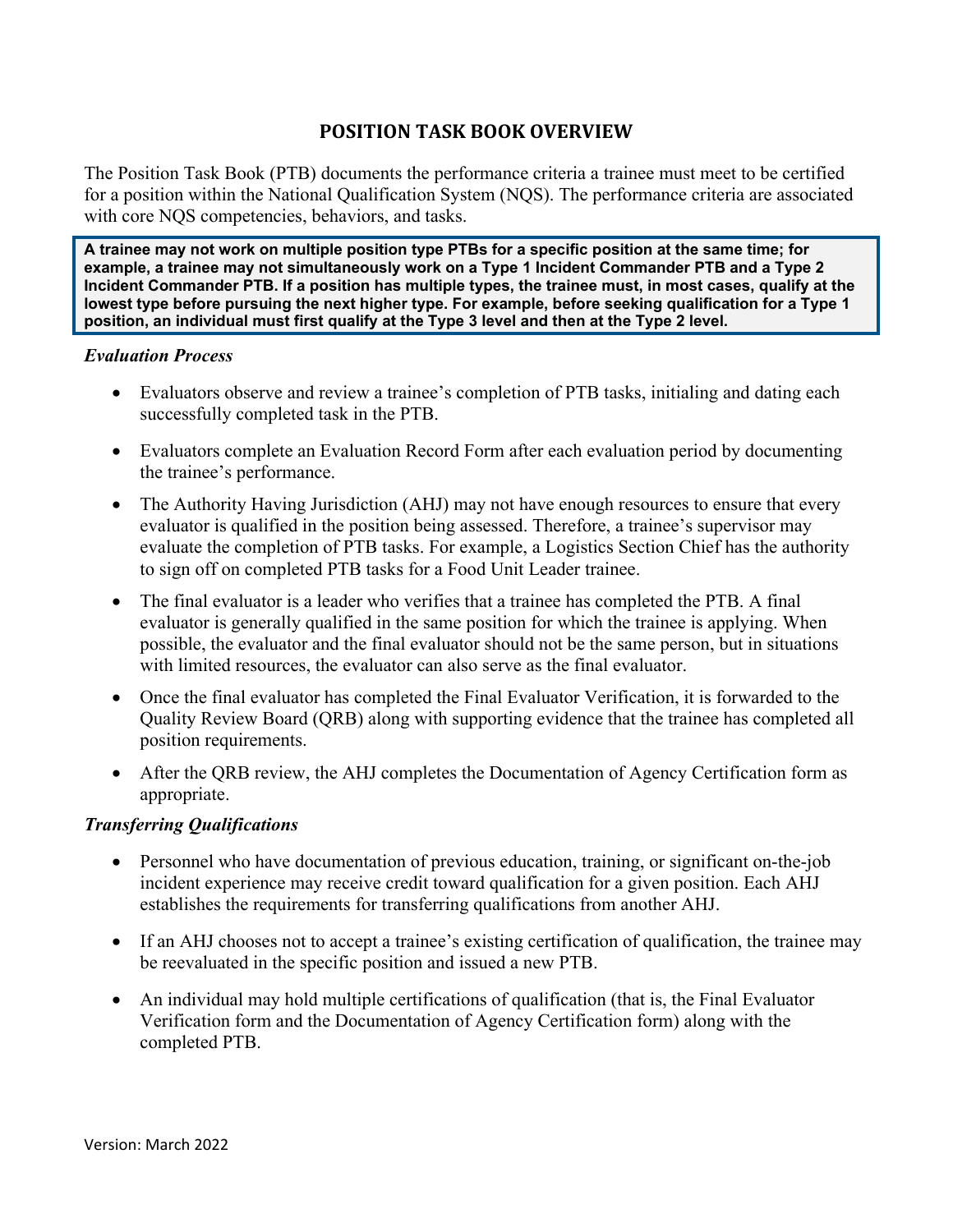# POSITION TASK BOOK OVERVIEW

The Position Task Book (PTB) documents the performance criteria a trainee must meet to be certified for a position within the National Qualification System (NQS). The performance criteria are associated with core NQS competencies, behaviors, and tasks.

> **A trainee may not work on multiple position type PTBs for a specific position at the same time; for example, a trainee may not simultaneously work on a Type 1 Incident Commander PTB and a Type 2 Incident Commander PTB. If a position has multiple types, the trainee must, in most cases, qualify at the lowest type before pursuing the next higher type. For example, before seeking qualification for a Type 1 position, an individual must first qualify at the Type 3 level and then at the Type 2 level.**

### *Evaluation Process*

- Evaluators observe and review a trainee's completion of PTB tasks, initialing and dating each successfully completed task in the PTB.
- Evaluators complete an Evaluation Record Form after each evaluation period by documenting the trainee's performance.
- The Authority Having Jurisdiction (AHJ) may not have enough resources to ensure that every evaluator is qualified in the position being assessed. Therefore, a trainee's supervisor may evaluate the completion of PTB tasks. For example, a Logistics Section Chief has the authority to sign off on completed PTB tasks for a Food Unit Leader trainee.
- The final evaluator is a leader who verifies that a trainee has completed the PTB. A final evaluator is generally qualified in the same position for which the trainee is applying. When possible, the evaluator and the final evaluator should not be the same person, but in situations with limited resources, the evaluator can also serve as the final evaluator.
- Once the final evaluator has completed the Final Evaluator Verification, it is forwarded to the Quality Review Board (QRB) along with supporting evidence that the trainee has completed all position requirements.
- After the QRB review, the AHJ completes the Documentation of Agency Certification form as appropriate.

### *Transferring Qualifications*

- Personnel who have documentation of previous education, training, or significant on-the-job incident experience may receive credit toward qualification for a given position. Each AHJ establishes the requirements for transferring qualifications from another AHJ.
- If an AHJ chooses not to accept a trainee's existing certification of qualification, the trainee may be reevaluated in the specific position and issued a new PTB.
- An individual may hold multiple certifications of qualification (that is, the Final Evaluator Verification form and the Documentation of Agency Certification form) along with the completed PTB.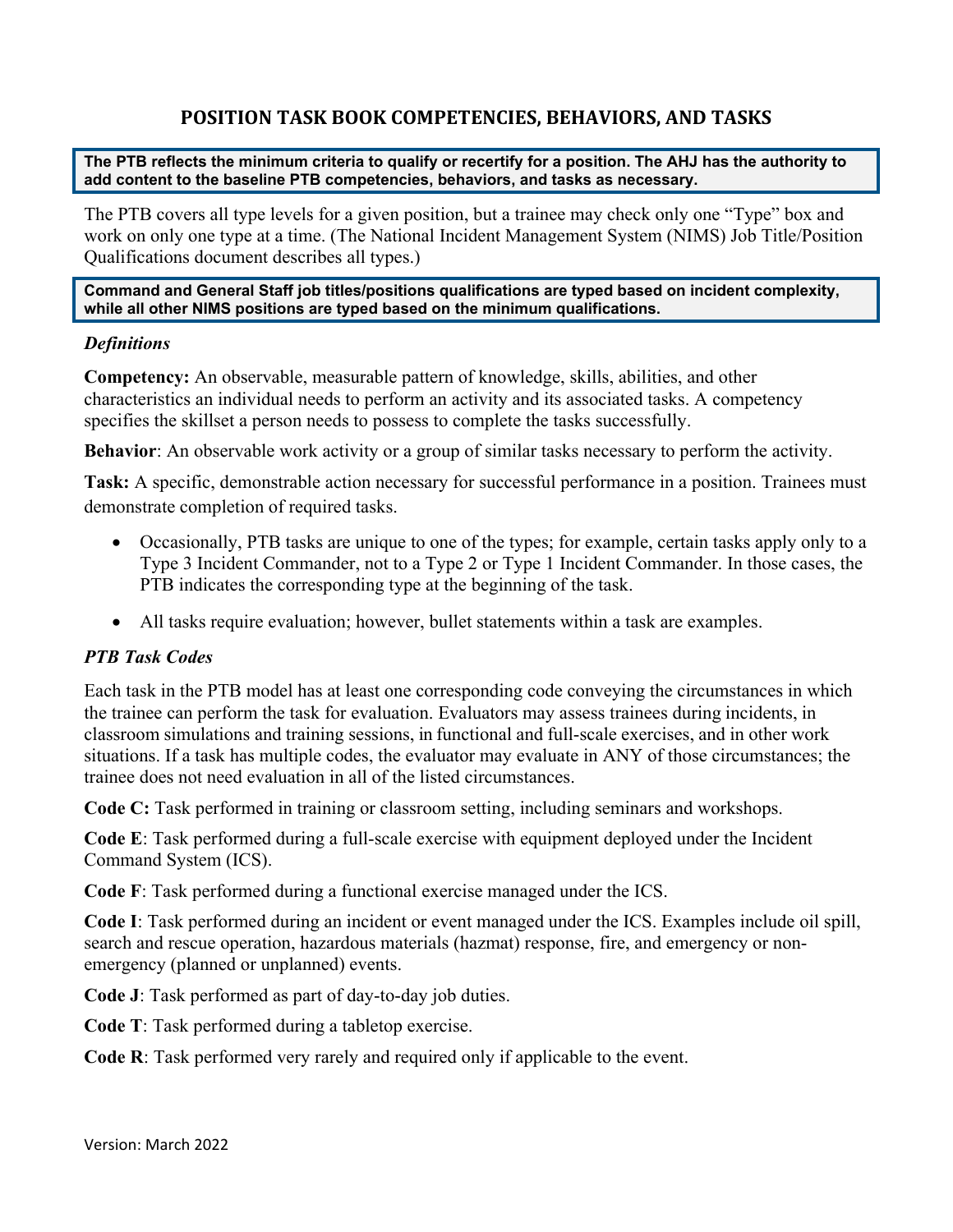# POSITION TASK BOOK COMPETENCIES, BEHAVIORS, AND TASKS

**The PTB reflects the minimum criteria to qualify or recertify for a position. The AHJ has the authority to add content to the baseline PTB competencies, behaviors, and tasks as necessary.**

The PTB covers all type levels for a given position, but a trainee may check only one "Type" box and work on only one type at a time. (The National Incident Management System (NIMS) Job Title/Position Qualifications document describes all types.)

**Command and General Staff job titles/positions qualifications are typed based on incident complexity, while all other NIMS positions are typed based on the minimum qualifications.**

### *Definitions*

**Competency:** An observable, measurable pattern of knowledge, skills, abilities, and other characteristics an individual needs to perform an activity and its associated tasks. A competency specifies the skillset a person needs to possess to complete the tasks successfully.

**Behavior**: An observable work activity or a group of similar tasks necessary to perform the activity.

**Task:** A specific, demonstrable action necessary for successful performance in a position. Trainees must demonstrate completion of required tasks.

- Occasionally, PTB tasks are unique to one of the types; for example, certain tasks apply only to a Type 3 Incident Commander, not to a Type 2 or Type 1 Incident Commander. In those cases, the PTB indicates the corresponding type at the beginning of the task.
- All tasks require evaluation; however, bullet statements within a task are examples.

### *PTB Task Codes*

Each task in the PTB model has at least one corresponding code conveying the circumstances in which the trainee can perform the task for evaluation. Evaluators may assess trainees during incidents, in classroom simulations and training sessions, in functional and full-scale exercises, and in other work situations. If a task has multiple codes, the evaluator may evaluate in ANY of those circumstances; the trainee does not need evaluation in all of the listed circumstances.

**Code C:** Task performed in training or classroom setting, including seminars and workshops.

**Code E**: Task performed during a full-scale exercise with equipment deployed under the Incident Command System (ICS).

**Code F**: Task performed during a functional exercise managed under the ICS.

**Code I**: Task performed during an incident or event managed under the ICS. Examples include oil spill, search and rescue operation, hazardous materials (hazmat) response, fire, and emergency or non-emergency (planned or unplanned) events.

**Code J**: Task performed as part of day-to-day job duties.

**Code T**: Task performed during a tabletop exercise.

**Code R**: Task performed very rarely and required only if applicable to the event.

Version: March 2022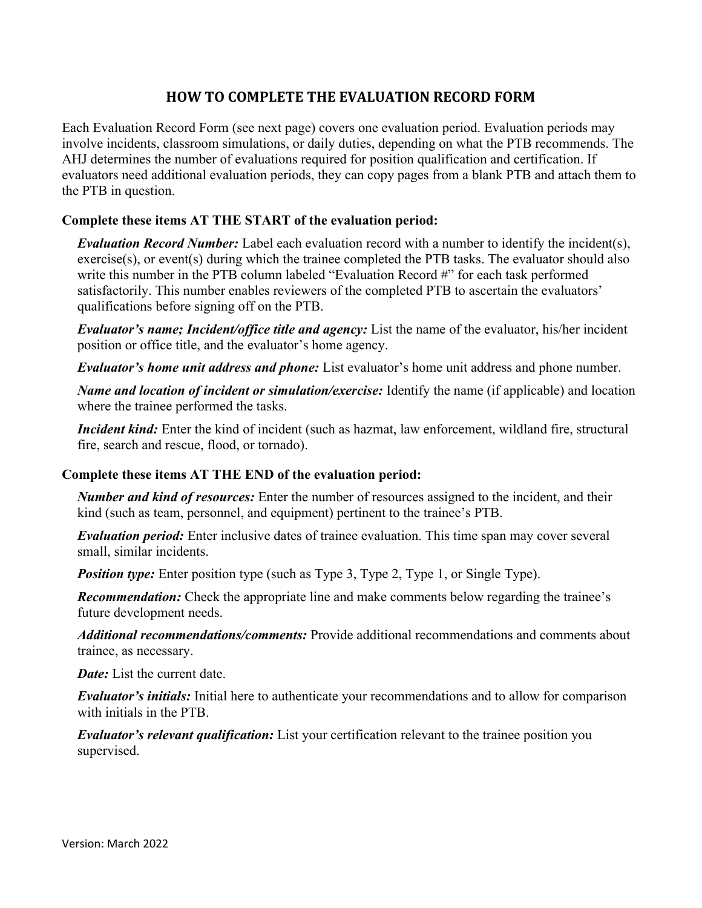# HOW TO COMPLETE THE EVALUATION RECORD FORM

Each Evaluation Record Form (see next page) covers one evaluation period. Evaluation periods may involve incidents, classroom simulations, or daily duties, depending on what the PTB recommends. The AHJ determines the number of evaluations required for position qualification and certification. If evaluators need additional evaluation periods, they can copy pages from a blank PTB and attach them to the PTB in question.

**Complete these items AT THE START of the evaluation period:**

***Evaluation Record Number:*** Label each evaluation record with a number to identify the incident(s), exercise(s), or event(s) during which the trainee completed the PTB tasks. The evaluator should also write this number in the PTB column labeled "Evaluation Record #" for each task performed satisfactorily. This number enables reviewers of the completed PTB to ascertain the evaluators' qualifications before signing off on the PTB.

***Evaluator's name; Incident/office title and agency:*** List the name of the evaluator, his/her incident position or office title, and the evaluator's home agency.

***Evaluator's home unit address and phone:*** List evaluator's home unit address and phone number.

***Name and location of incident or simulation/exercise:*** Identify the name (if applicable) and location where the trainee performed the tasks.

***Incident kind:*** Enter the kind of incident (such as hazmat, law enforcement, wildland fire, structural fire, search and rescue, flood, or tornado).

**Complete these items AT THE END of the evaluation period:**

***Number and kind of resources:*** Enter the number of resources assigned to the incident, and their kind (such as team, personnel, and equipment) pertinent to the trainee's PTB.

***Evaluation period:*** Enter inclusive dates of trainee evaluation. This time span may cover several small, similar incidents.

***Position type:*** Enter position type (such as Type 3, Type 2, Type 1, or Single Type).

***Recommendation:*** Check the appropriate line and make comments below regarding the trainee's future development needs.

***Additional recommendations/comments:*** Provide additional recommendations and comments about trainee, as necessary.

***Date:*** List the current date.

***Evaluator's initials:*** Initial here to authenticate your recommendations and to allow for comparison with initials in the PTB.

***Evaluator's relevant qualification:*** List your certification relevant to the trainee position you supervised.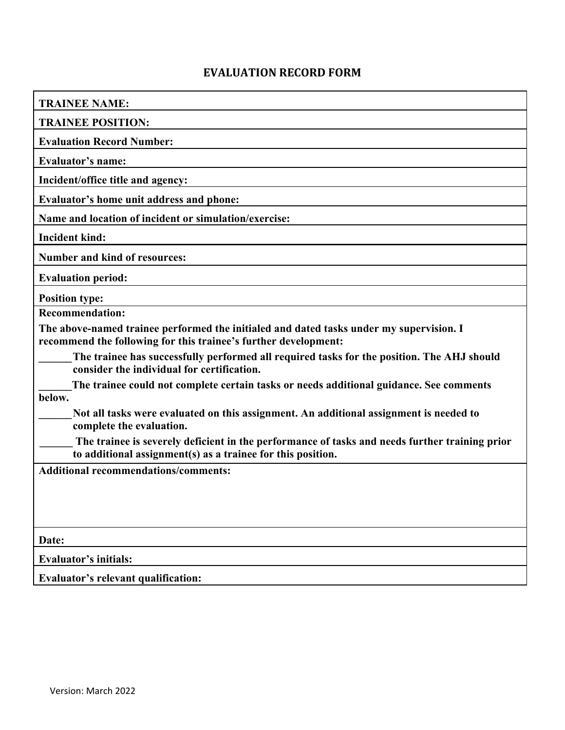# EVALUATION RECORD FORM

**TRAINEE NAME:**

**TRAINEE POSITION:**

**Evaluation Record Number:**

**Evaluator's name:**

**Incident/office title and agency:**

**Evaluator's home unit address and phone:**

**Name and location of incident or simulation/exercise:**

**Incident kind:**

**Number and kind of resources:**

**Evaluation period:**

**Position type:**

**Recommendation:**

**The above-named trainee performed the initialed and dated tasks under my supervision. I recommend the following for this trainee's further development:**

**______The trainee has successfully performed all required tasks for the position. The AHJ should consider the individual for certification.**

**______The trainee could not complete certain tasks or needs additional guidance. See comments below.**

**______Not all tasks were evaluated on this assignment. An additional assignment is needed to complete the evaluation.**

**______ The trainee is severely deficient in the performance of tasks and needs further training prior to additional assignment(s) as a trainee for this position.**

**Additional recommendations/comments:**

**Date:**

**Evaluator's initials:**

**Evaluator's relevant qualification:**

Version: March 2022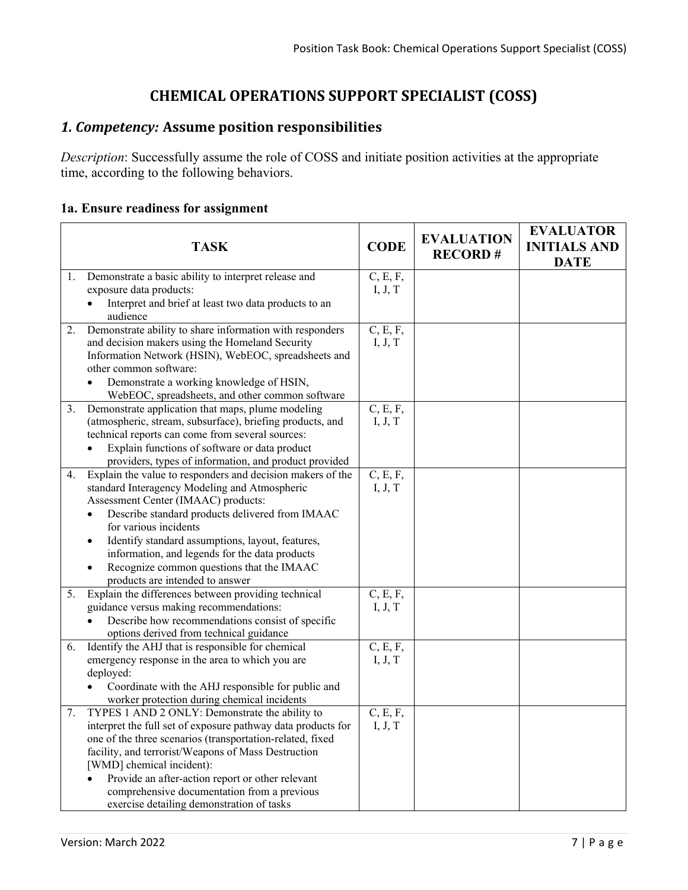# CHEMICAL OPERATIONS SUPPORT SPECIALIST (COSS)

## *1. Competency:* Assume position responsibilities

*Description*: Successfully assume the role of COSS and initiate position activities at the appropriate time, according to the following behaviors.

### 1a. Ensure readiness for assignment

| TASK | CODE | EVALUATION RECORD # | EVALUATOR INITIALS AND DATE |
|---|---|---|---|
| 1. Demonstrate a basic ability to interpret release and exposure data products:<br>• Interpret and brief at least two data products to an audience | C, E, F, I, J, T | | |
| 2. Demonstrate ability to share information with responders and decision makers using the Homeland Security Information Network (HSIN), WebEOC, spreadsheets and other common software:<br>• Demonstrate a working knowledge of HSIN, WebEOC, spreadsheets, and other common software | C, E, F, I, J, T | | |
| 3. Demonstrate application that maps, plume modeling (atmospheric, stream, subsurface), briefing products, and technical reports can come from several sources:<br>• Explain functions of software or data product providers, types of information, and product provided | C, E, F, I, J, T | | |
| 4. Explain the value to responders and decision makers of the standard Interagency Modeling and Atmospheric Assessment Center (IMAAC) products:<br>• Describe standard products delivered from IMAAC for various incidents<br>• Identify standard assumptions, layout, features, information, and legends for the data products<br>• Recognize common questions that the IMAAC products are intended to answer | C, E, F, I, J, T | | |
| 5. Explain the differences between providing technical guidance versus making recommendations:<br>• Describe how recommendations consist of specific options derived from technical guidance | C, E, F, I, J, T | | |
| 6. Identify the AHJ that is responsible for chemical emergency response in the area to which you are deployed:<br>• Coordinate with the AHJ responsible for public and worker protection during chemical incidents | C, E, F, I, J, T | | |
| 7. TYPES 1 AND 2 ONLY: Demonstrate the ability to interpret the full set of exposure pathway data products for one of the three scenarios (transportation-related, fixed facility, and terrorist/Weapons of Mass Destruction [WMD] chemical incident):<br>• Provide an after-action report or other relevant comprehensive documentation from a previous exercise detailing demonstration of tasks | C, E, F, I, J, T | | |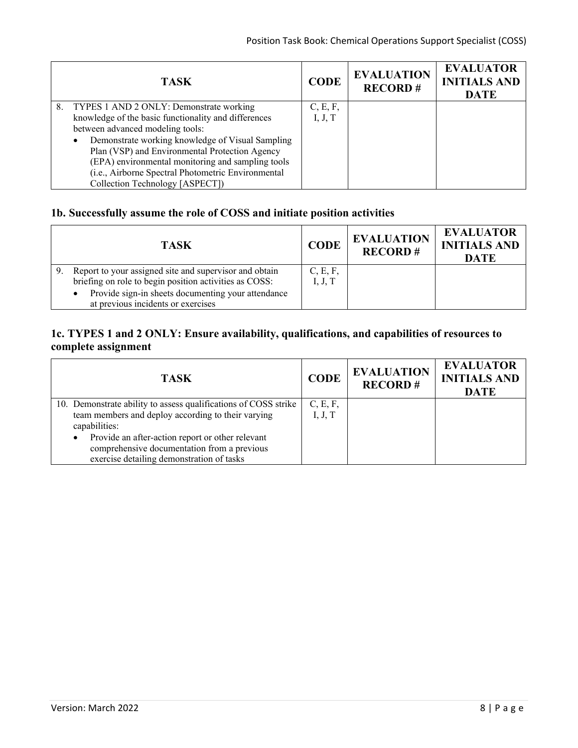| TASK | CODE | EVALUATION RECORD # | EVALUATOR INITIALS AND DATE |
|---|---|---|---|
| 8. TYPES 1 AND 2 ONLY: Demonstrate working knowledge of the basic functionality and differences between advanced modeling tools:<br>• Demonstrate working knowledge of Visual Sampling Plan (VSP) and Environmental Protection Agency (EPA) environmental monitoring and sampling tools (i.e., Airborne Spectral Photometric Environmental Collection Technology [ASPECT]) | C, E, F, I, J, T | | |

### 1b. Successfully assume the role of COSS and initiate position activities

| TASK | CODE | EVALUATION RECORD # | EVALUATOR INITIALS AND DATE |
|---|---|---|---|
| 9. Report to your assigned site and supervisor and obtain briefing on role to begin position activities as COSS:<br>• Provide sign-in sheets documenting your attendance at previous incidents or exercises | C, E, F, I, J, T | | |

### 1c. TYPES 1 and 2 ONLY: Ensure availability, qualifications, and capabilities of resources to complete assignment

| TASK | CODE | EVALUATION RECORD # | EVALUATOR INITIALS AND DATE |
|---|---|---|---|
| 10. Demonstrate ability to assess qualifications of COSS strike team members and deploy according to their varying capabilities:<br>• Provide an after-action report or other relevant comprehensive documentation from a previous exercise detailing demonstration of tasks | C, E, F, I, J, T | | |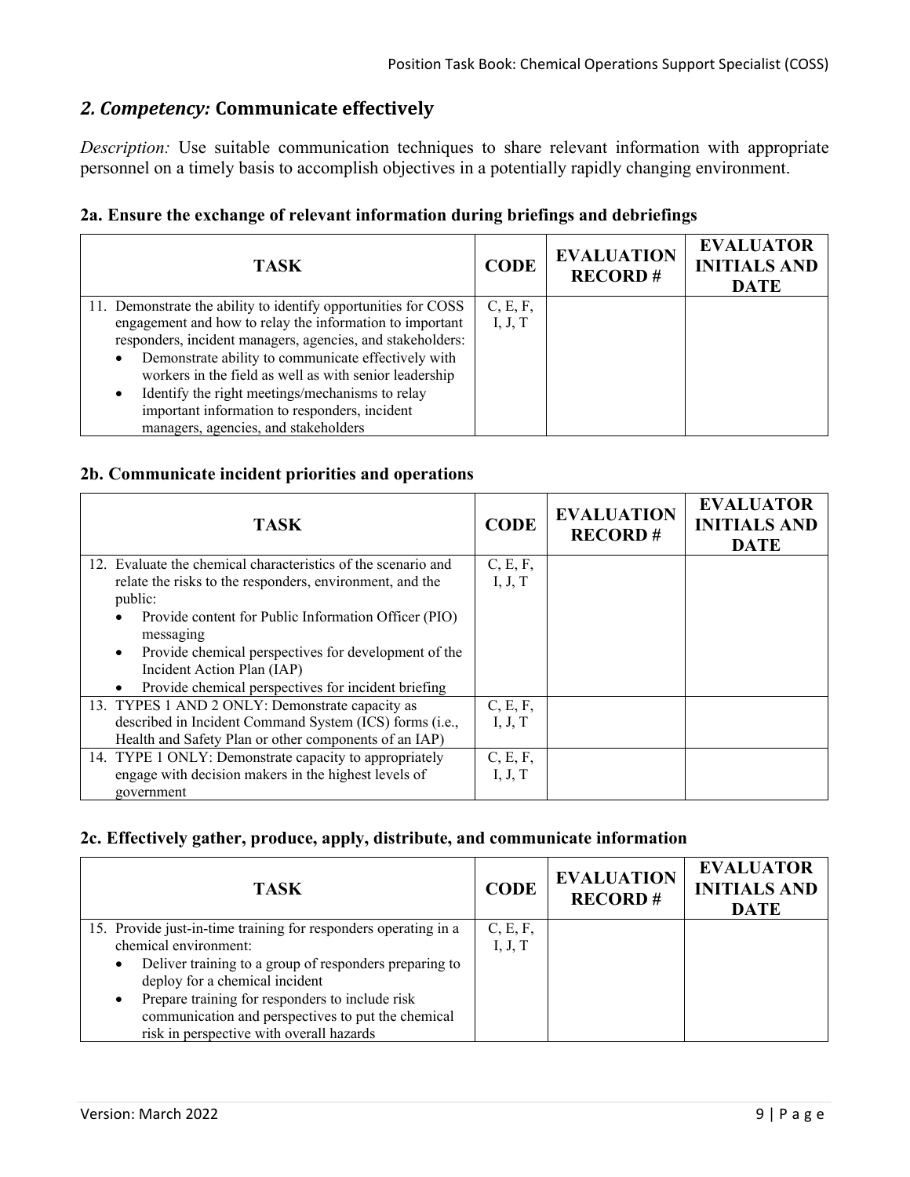## *2. Competency:* **Communicate effectively**

*Description:* Use suitable communication techniques to share relevant information with appropriate personnel on a timely basis to accomplish objectives in a potentially rapidly changing environment.

### 2a. Ensure the exchange of relevant information during briefings and debriefings

| TASK | CODE | EVALUATION RECORD # | EVALUATOR INITIALS AND DATE |
|---|---|---|---|
| 11. Demonstrate the ability to identify opportunities for COSS engagement and how to relay the information to important responders, incident managers, agencies, and stakeholders: <br>• Demonstrate ability to communicate effectively with workers in the field as well as with senior leadership <br>• Identify the right meetings/mechanisms to relay important information to responders, incident managers, agencies, and stakeholders | C, E, F, I, J, T | | |

### 2b. Communicate incident priorities and operations

| TASK | CODE | EVALUATION RECORD # | EVALUATOR INITIALS AND DATE |
|---|---|---|---|
| 12. Evaluate the chemical characteristics of the scenario and relate the risks to the responders, environment, and the public: <br>• Provide content for Public Information Officer (PIO) messaging <br>• Provide chemical perspectives for development of the Incident Action Plan (IAP) <br>• Provide chemical perspectives for incident briefing | C, E, F, I, J, T | | |
| 13. TYPES 1 AND 2 ONLY: Demonstrate capacity as described in Incident Command System (ICS) forms (i.e., Health and Safety Plan or other components of an IAP) | C, E, F, I, J, T | | |
| 14. TYPE 1 ONLY: Demonstrate capacity to appropriately engage with decision makers in the highest levels of government | C, E, F, I, J, T | | |

### 2c. Effectively gather, produce, apply, distribute, and communicate information

| TASK | CODE | EVALUATION RECORD # | EVALUATOR INITIALS AND DATE |
|---|---|---|---|
| 15. Provide just-in-time training for responders operating in a chemical environment: <br>• Deliver training to a group of responders preparing to deploy for a chemical incident <br>• Prepare training for responders to include risk communication and perspectives to put the chemical risk in perspective with overall hazards | C, E, F, I, J, T | | |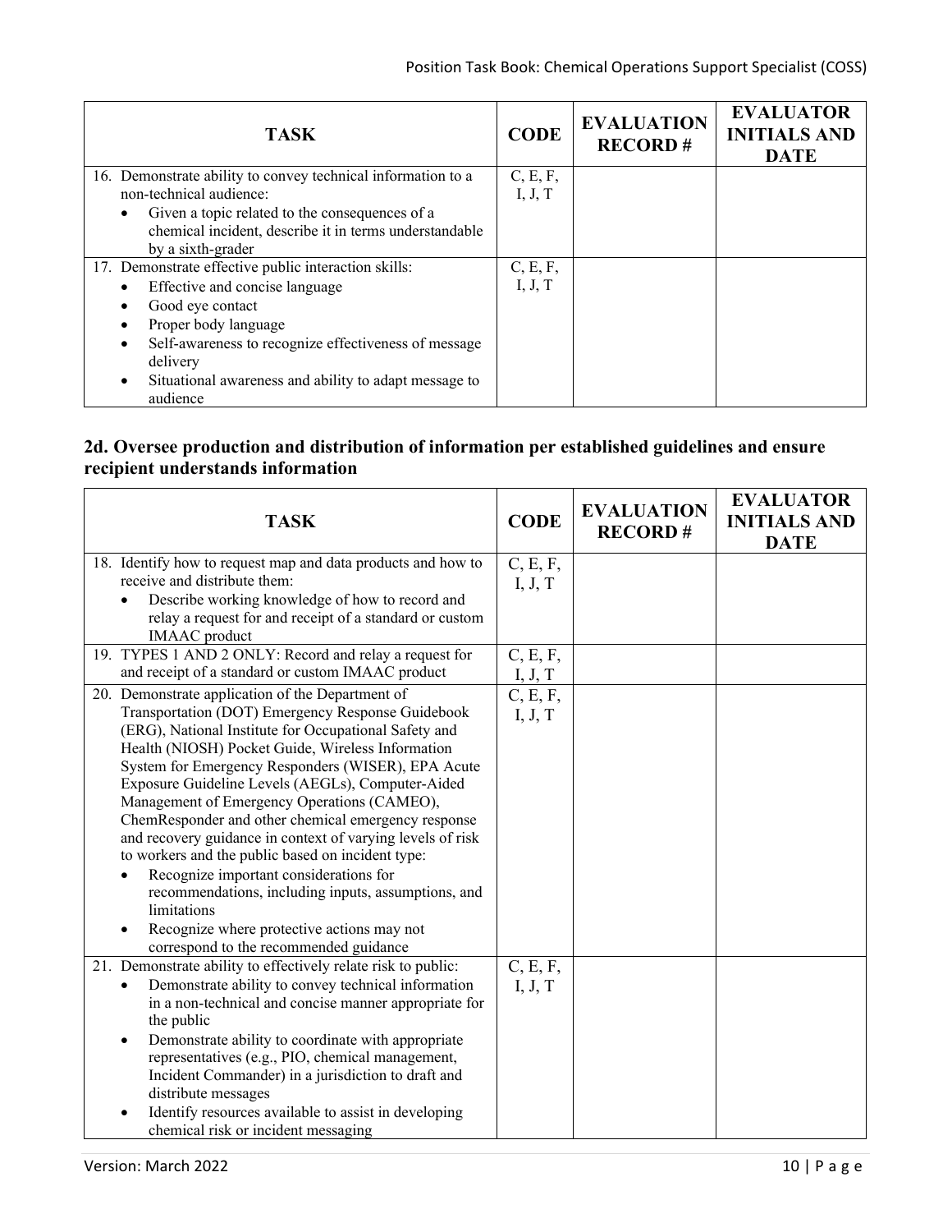| TASK | CODE | EVALUATION RECORD # | EVALUATOR INITIALS AND DATE |
|---|---|---|---|
| 16. Demonstrate ability to convey technical information to a non-technical audience:<br>• Given a topic related to the consequences of a chemical incident, describe it in terms understandable by a sixth-grader | C, E, F, I, J, T | | |
| 17. Demonstrate effective public interaction skills:<br>• Effective and concise language<br>• Good eye contact<br>• Proper body language<br>• Self-awareness to recognize effectiveness of message delivery<br>• Situational awareness and ability to adapt message to audience | C, E, F, I, J, T | | |

## 2d. Oversee production and distribution of information per established guidelines and ensure recipient understands information

| TASK | CODE | EVALUATION RECORD # | EVALUATOR INITIALS AND DATE |
|---|---|---|---|
| 18. Identify how to request map and data products and how to receive and distribute them:<br>• Describe working knowledge of how to record and relay a request for and receipt of a standard or custom IMAAC product | C, E, F, I, J, T | | |
| 19. TYPES 1 AND 2 ONLY: Record and relay a request for and receipt of a standard or custom IMAAC product | C, E, F, I, J, T | | |
| 20. Demonstrate application of the Department of Transportation (DOT) Emergency Response Guidebook (ERG), National Institute for Occupational Safety and Health (NIOSH) Pocket Guide, Wireless Information System for Emergency Responders (WISER), EPA Acute Exposure Guideline Levels (AEGLs), Computer-Aided Management of Emergency Operations (CAMEO), ChemResponder and other chemical emergency response and recovery guidance in context of varying levels of risk to workers and the public based on incident type:<br>• Recognize important considerations for recommendations, including inputs, assumptions, and limitations<br>• Recognize where protective actions may not correspond to the recommended guidance | C, E, F, I, J, T | | |
| 21. Demonstrate ability to effectively relate risk to public:<br>• Demonstrate ability to convey technical information in a non-technical and concise manner appropriate for the public<br>• Demonstrate ability to coordinate with appropriate representatives (e.g., PIO, chemical management, Incident Commander) in a jurisdiction to draft and distribute messages<br>• Identify resources available to assist in developing chemical risk or incident messaging | C, E, F, I, J, T | | |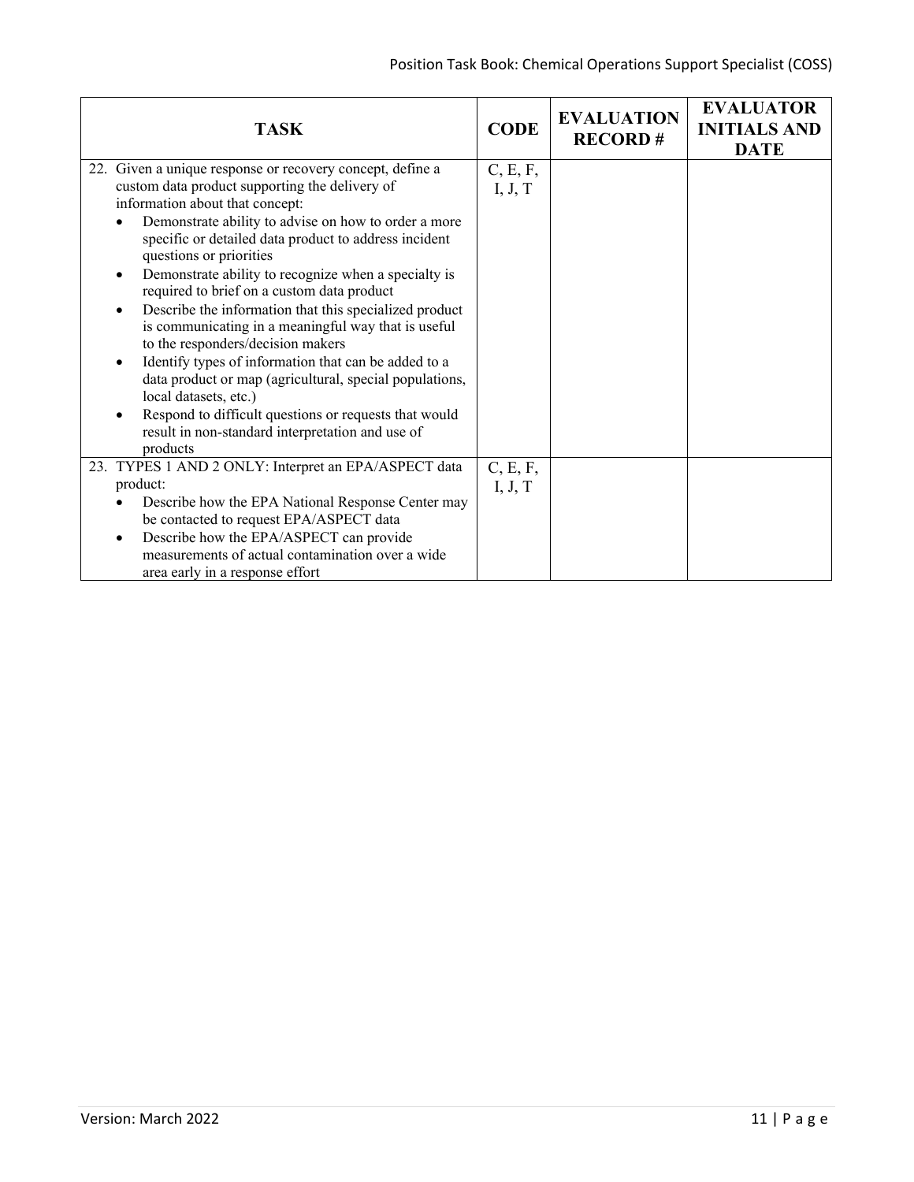| TASK | CODE | EVALUATION RECORD # | EVALUATOR INITIALS AND DATE |
|---|---|---|---|
| 22. Given a unique response or recovery concept, define a custom data product supporting the delivery of information about that concept:<br>• Demonstrate ability to advise on how to order a more specific or detailed data product to address incident questions or priorities<br>• Demonstrate ability to recognize when a specialty is required to brief on a custom data product<br>• Describe the information that this specialized product is communicating in a meaningful way that is useful to the responders/decision makers<br>• Identify types of information that can be added to a data product or map (agricultural, special populations, local datasets, etc.)<br>• Respond to difficult questions or requests that would result in non-standard interpretation and use of products | C, E, F, I, J, T | | |
| 23. TYPES 1 AND 2 ONLY: Interpret an EPA/ASPECT data product:<br>• Describe how the EPA National Response Center may be contacted to request EPA/ASPECT data<br>• Describe how the EPA/ASPECT can provide measurements of actual contamination over a wide area early in a response effort | C, E, F, I, J, T | | |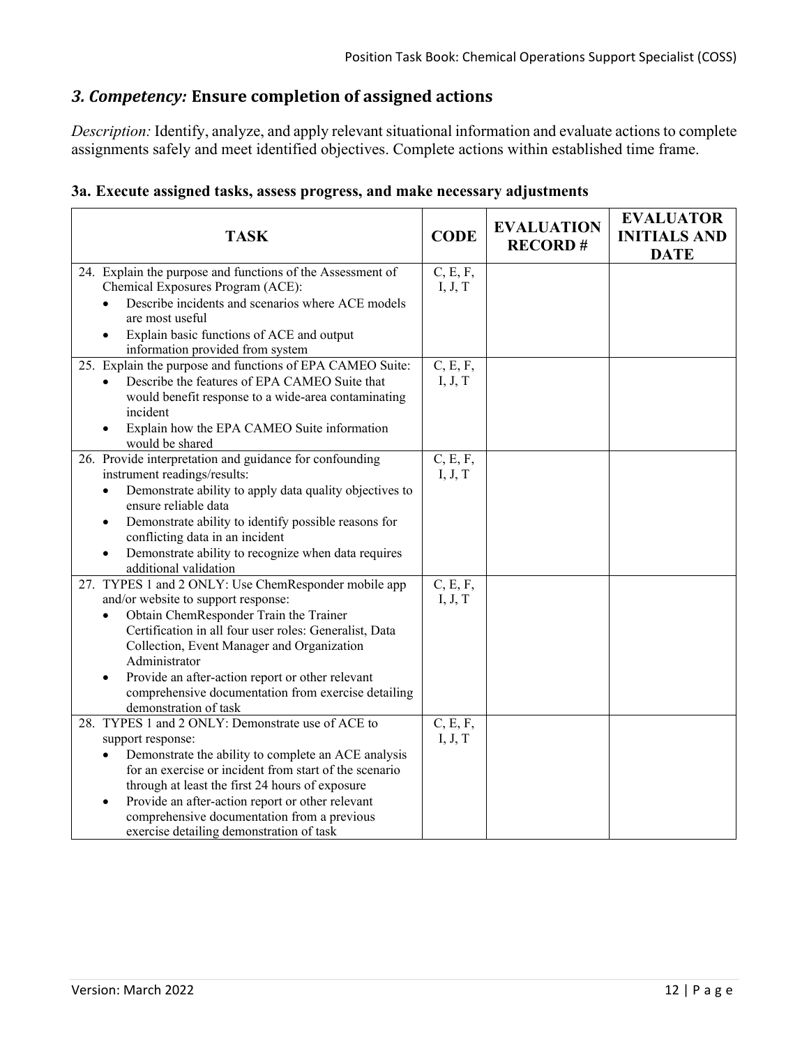## *3. Competency:* Ensure completion of assigned actions

*Description:* Identify, analyze, and apply relevant situational information and evaluate actions to complete assignments safely and meet identified objectives. Complete actions within established time frame.

### 3a. Execute assigned tasks, assess progress, and make necessary adjustments

| TASK | CODE | EVALUATION RECORD # | EVALUATOR INITIALS AND DATE |
|---|---|---|---|
| 24. Explain the purpose and functions of the Assessment of Chemical Exposures Program (ACE):<br>• Describe incidents and scenarios where ACE models are most useful<br>• Explain basic functions of ACE and output information provided from system | C, E, F, I, J, T | | |
| 25. Explain the purpose and functions of EPA CAMEO Suite:<br>• Describe the features of EPA CAMEO Suite that would benefit response to a wide-area contaminating incident<br>• Explain how the EPA CAMEO Suite information would be shared | C, E, F, I, J, T | | |
| 26. Provide interpretation and guidance for confounding instrument readings/results:<br>• Demonstrate ability to apply data quality objectives to ensure reliable data<br>• Demonstrate ability to identify possible reasons for conflicting data in an incident<br>• Demonstrate ability to recognize when data requires additional validation | C, E, F, I, J, T | | |
| 27. TYPES 1 and 2 ONLY: Use ChemResponder mobile app and/or website to support response:<br>• Obtain ChemResponder Train the Trainer Certification in all four user roles: Generalist, Data Collection, Event Manager and Organization Administrator<br>• Provide an after-action report or other relevant comprehensive documentation from exercise detailing demonstration of task | C, E, F, I, J, T | | |
| 28. TYPES 1 and 2 ONLY: Demonstrate use of ACE to support response:<br>• Demonstrate the ability to complete an ACE analysis for an exercise or incident from start of the scenario through at least the first 24 hours of exposure<br>• Provide an after-action report or other relevant comprehensive documentation from a previous exercise detailing demonstration of task | C, E, F, I, J, T | | |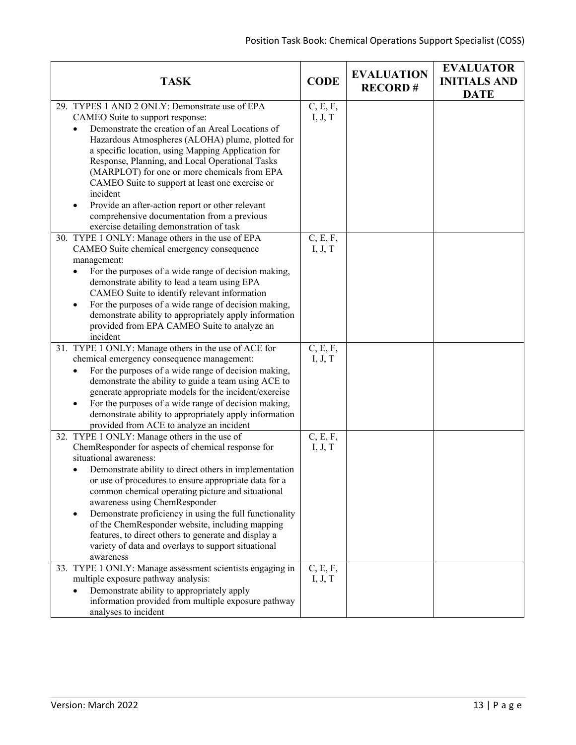| TASK | CODE | EVALUATION RECORD # | EVALUATOR INITIALS AND DATE |
|---|---|---|---|
| 29. TYPES 1 AND 2 ONLY: Demonstrate use of EPA CAMEO Suite to support response:<br>• Demonstrate the creation of an Areal Locations of Hazardous Atmospheres (ALOHA) plume, plotted for a specific location, using Mapping Application for Response, Planning, and Local Operational Tasks (MARPLOT) for one or more chemicals from EPA CAMEO Suite to support at least one exercise or incident<br>• Provide an after-action report or other relevant comprehensive documentation from a previous exercise detailing demonstration of task | C, E, F, I, J, T | | |
| 30. TYPE 1 ONLY: Manage others in the use of EPA CAMEO Suite chemical emergency consequence management:<br>• For the purposes of a wide range of decision making, demonstrate ability to lead a team using EPA CAMEO Suite to identify relevant information<br>• For the purposes of a wide range of decision making, demonstrate ability to appropriately apply information provided from EPA CAMEO Suite to analyze an incident | C, E, F, I, J, T | | |
| 31. TYPE 1 ONLY: Manage others in the use of ACE for chemical emergency consequence management:<br>• For the purposes of a wide range of decision making, demonstrate the ability to guide a team using ACE to generate appropriate models for the incident/exercise<br>• For the purposes of a wide range of decision making, demonstrate ability to appropriately apply information provided from ACE to analyze an incident | C, E, F, I, J, T | | |
| 32. TYPE 1 ONLY: Manage others in the use of ChemResponder for aspects of chemical response for situational awareness:<br>• Demonstrate ability to direct others in implementation or use of procedures to ensure appropriate data for a common chemical operating picture and situational awareness using ChemResponder<br>• Demonstrate proficiency in using the full functionality of the ChemResponder website, including mapping features, to direct others to generate and display a variety of data and overlays to support situational awareness | C, E, F, I, J, T | | |
| 33. TYPE 1 ONLY: Manage assessment scientists engaging in multiple exposure pathway analysis:<br>• Demonstrate ability to appropriately apply information provided from multiple exposure pathway analyses to incident | C, E, F, I, J, T | | |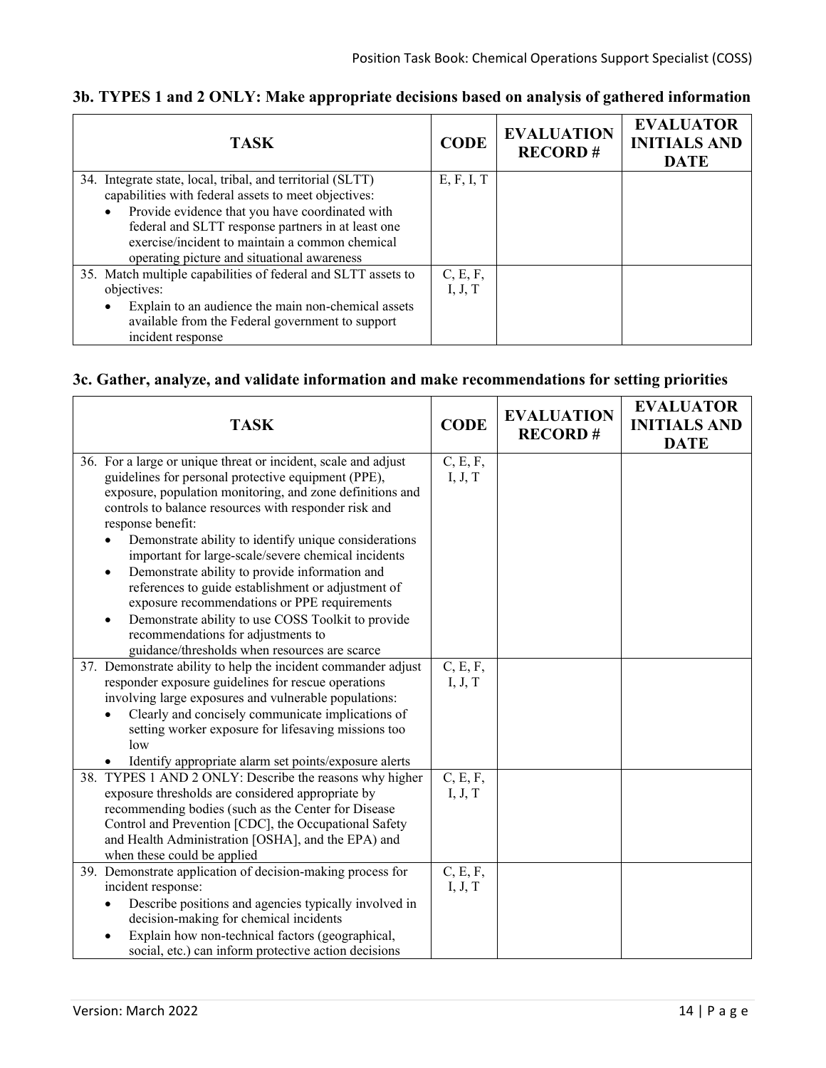### 3b. TYPES 1 and 2 ONLY: Make appropriate decisions based on analysis of gathered information

| TASK | CODE | EVALUATION RECORD # | EVALUATOR INITIALS AND DATE |
|---|---|---|---|
| 34. Integrate state, local, tribal, and territorial (SLTT) capabilities with federal assets to meet objectives:<br>• Provide evidence that you have coordinated with federal and SLTT response partners in at least one exercise/incident to maintain a common chemical operating picture and situational awareness | E, F, I, T | | |
| 35. Match multiple capabilities of federal and SLTT assets to objectives:<br>• Explain to an audience the main non-chemical assets available from the Federal government to support incident response | C, E, F, I, J, T | | |

### 3c. Gather, analyze, and validate information and make recommendations for setting priorities

| TASK | CODE | EVALUATION RECORD # | EVALUATOR INITIALS AND DATE |
|---|---|---|---|
| 36. For a large or unique threat or incident, scale and adjust guidelines for personal protective equipment (PPE), exposure, population monitoring, and zone definitions and controls to balance resources with responder risk and response benefit:<br>• Demonstrate ability to identify unique considerations important for large-scale/severe chemical incidents<br>• Demonstrate ability to provide information and references to guide establishment or adjustment of exposure recommendations or PPE requirements<br>• Demonstrate ability to use COSS Toolkit to provide recommendations for adjustments to guidance/thresholds when resources are scarce | C, E, F, I, J, T | | |
| 37. Demonstrate ability to help the incident commander adjust responder exposure guidelines for rescue operations involving large exposures and vulnerable populations:<br>• Clearly and concisely communicate implications of setting worker exposure for lifesaving missions too low<br>• Identify appropriate alarm set points/exposure alerts | C, E, F, I, J, T | | |
| 38. TYPES 1 AND 2 ONLY: Describe the reasons why higher exposure thresholds are considered appropriate by recommending bodies (such as the Center for Disease Control and Prevention [CDC], the Occupational Safety and Health Administration [OSHA], and the EPA) and when these could be applied | C, E, F, I, J, T | | |
| 39. Demonstrate application of decision-making process for incident response:<br>• Describe positions and agencies typically involved in decision-making for chemical incidents<br>• Explain how non-technical factors (geographical, social, etc.) can inform protective action decisions | C, E, F, I, J, T | | |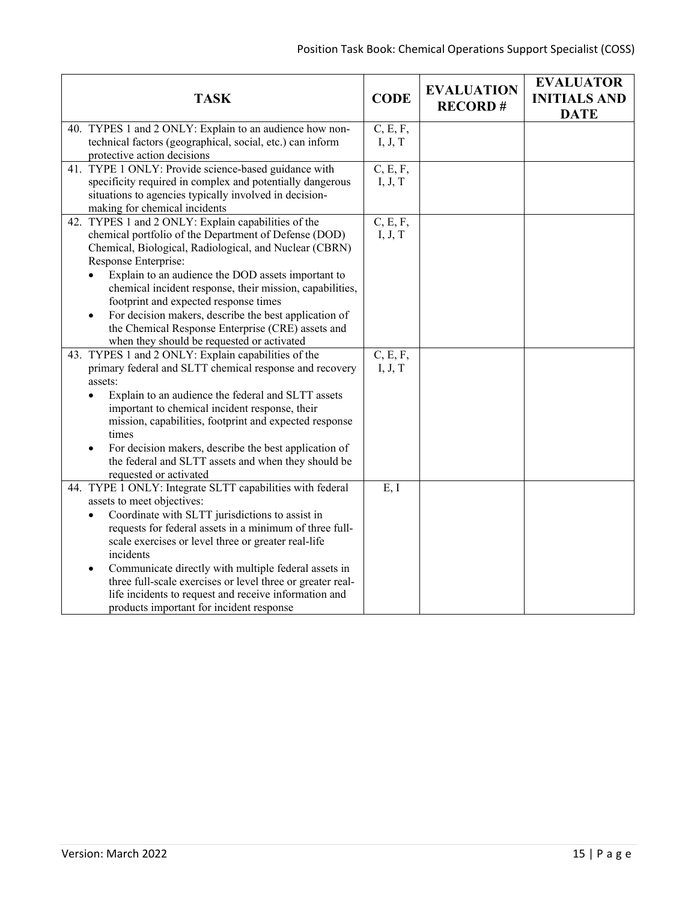| TASK | CODE | EVALUATION RECORD # | EVALUATOR INITIALS AND DATE |
|---|---|---|---|
| 40. TYPES 1 and 2 ONLY: Explain to an audience how non-technical factors (geographical, social, etc.) can inform protective action decisions | C, E, F, I, J, T | | |
| 41. TYPE 1 ONLY: Provide science-based guidance with specificity required in complex and potentially dangerous situations to agencies typically involved in decision-making for chemical incidents | C, E, F, I, J, T | | |
| 42. TYPES 1 and 2 ONLY: Explain capabilities of the chemical portfolio of the Department of Defense (DOD) Chemical, Biological, Radiological, and Nuclear (CBRN) Response Enterprise:<br>• Explain to an audience the DOD assets important to chemical incident response, their mission, capabilities, footprint and expected response times<br>• For decision makers, describe the best application of the Chemical Response Enterprise (CRE) assets and when they should be requested or activated | C, E, F, I, J, T | | |
| 43. TYPES 1 and 2 ONLY: Explain capabilities of the primary federal and SLTT chemical response and recovery assets:<br>• Explain to an audience the federal and SLTT assets important to chemical incident response, their mission, capabilities, footprint and expected response times<br>• For decision makers, describe the best application of the federal and SLTT assets and when they should be requested or activated | C, E, F, I, J, T | | |
| 44. TYPE 1 ONLY: Integrate SLTT capabilities with federal assets to meet objectives:<br>• Coordinate with SLTT jurisdictions to assist in requests for federal assets in a minimum of three full-scale exercises or level three or greater real-life incidents<br>• Communicate directly with multiple federal assets in three full-scale exercises or level three or greater real-life incidents to request and receive information and products important for incident response | E, I | | |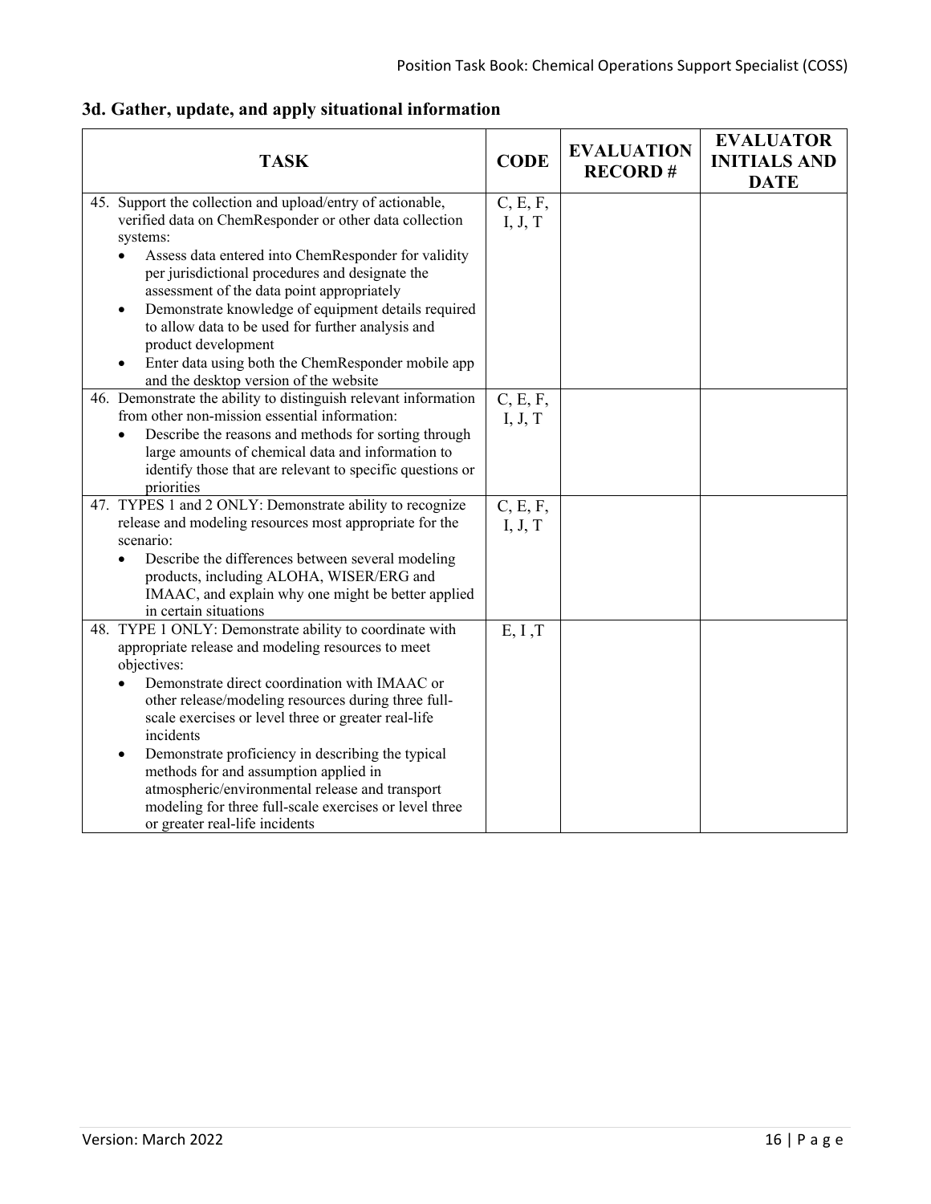### 3d. Gather, update, and apply situational information

| TASK | CODE | EVALUATION RECORD # | EVALUATOR INITIALS AND DATE |
|---|---|---|---|
| 45. Support the collection and upload/entry of actionable, verified data on ChemResponder or other data collection systems:<br>• Assess data entered into ChemResponder for validity per jurisdictional procedures and designate the assessment of the data point appropriately<br>• Demonstrate knowledge of equipment details required to allow data to be used for further analysis and product development<br>• Enter data using both the ChemResponder mobile app and the desktop version of the website | C, E, F, I, J, T | | |
| 46. Demonstrate the ability to distinguish relevant information from other non-mission essential information:<br>• Describe the reasons and methods for sorting through large amounts of chemical data and information to identify those that are relevant to specific questions or priorities | C, E, F, I, J, T | | |
| 47. TYPES 1 and 2 ONLY: Demonstrate ability to recognize release and modeling resources most appropriate for the scenario:<br>• Describe the differences between several modeling products, including ALOHA, WISER/ERG and IMAAC, and explain why one might be better applied in certain situations | C, E, F, I, J, T | | |
| 48. TYPE 1 ONLY: Demonstrate ability to coordinate with appropriate release and modeling resources to meet objectives:<br>• Demonstrate direct coordination with IMAAC or other release/modeling resources during three full-scale exercises or level three or greater real-life incidents<br>• Demonstrate proficiency in describing the typical methods for and assumption applied in atmospheric/environmental release and transport modeling for three full-scale exercises or level three or greater real-life incidents | E, I ,T | | |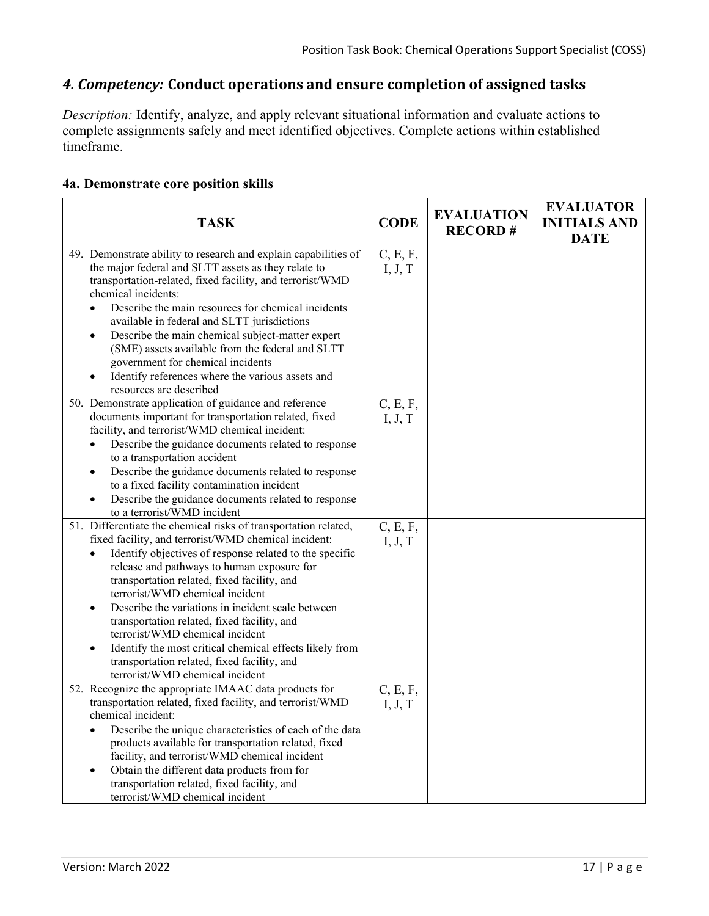## *4. Competency:* Conduct operations and ensure completion of assigned tasks

*Description:* Identify, analyze, and apply relevant situational information and evaluate actions to complete assignments safely and meet identified objectives. Complete actions within established timeframe.

### 4a. Demonstrate core position skills

| TASK | CODE | EVALUATION RECORD # | EVALUATOR INITIALS AND DATE |
|---|---|---|---|
| 49. Demonstrate ability to research and explain capabilities of the major federal and SLTT assets as they relate to transportation-related, fixed facility, and terrorist/WMD chemical incidents:<br>• Describe the main resources for chemical incidents available in federal and SLTT jurisdictions<br>• Describe the main chemical subject-matter expert (SME) assets available from the federal and SLTT government for chemical incidents<br>• Identify references where the various assets and resources are described | C, E, F, I, J, T | | |
| 50. Demonstrate application of guidance and reference documents important for transportation related, fixed facility, and terrorist/WMD chemical incident:<br>• Describe the guidance documents related to response to a transportation accident<br>• Describe the guidance documents related to response to a fixed facility contamination incident<br>• Describe the guidance documents related to response to a terrorist/WMD incident | C, E, F, I, J, T | | |
| 51. Differentiate the chemical risks of transportation related, fixed facility, and terrorist/WMD chemical incident:<br>• Identify objectives of response related to the specific release and pathways to human exposure for transportation related, fixed facility, and terrorist/WMD chemical incident<br>• Describe the variations in incident scale between transportation related, fixed facility, and terrorist/WMD chemical incident<br>• Identify the most critical chemical effects likely from transportation related, fixed facility, and terrorist/WMD chemical incident | C, E, F, I, J, T | | |
| 52. Recognize the appropriate IMAAC data products for transportation related, fixed facility, and terrorist/WMD chemical incident:<br>• Describe the unique characteristics of each of the data products available for transportation related, fixed facility, and terrorist/WMD chemical incident<br>• Obtain the different data products from for transportation related, fixed facility, and terrorist/WMD chemical incident | C, E, F, I, J, T | | |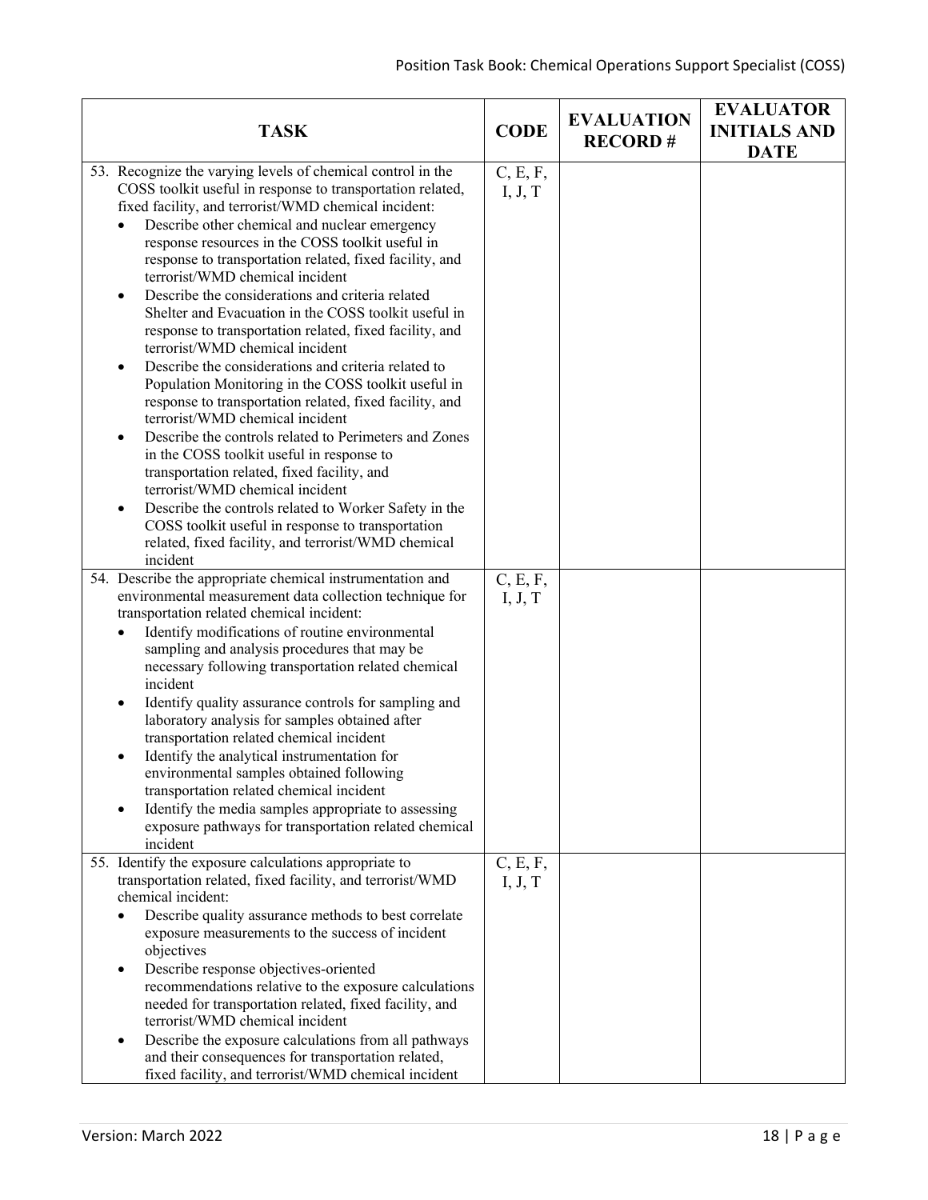| TASK | CODE | EVALUATION RECORD # | EVALUATOR INITIALS AND DATE |
|---|---|---|---|
| 53. Recognize the varying levels of chemical control in the COSS toolkit useful in response to transportation related, fixed facility, and terrorist/WMD chemical incident:<br>• Describe other chemical and nuclear emergency response resources in the COSS toolkit useful in response to transportation related, fixed facility, and terrorist/WMD chemical incident<br>• Describe the considerations and criteria related Shelter and Evacuation in the COSS toolkit useful in response to transportation related, fixed facility, and terrorist/WMD chemical incident<br>• Describe the considerations and criteria related to Population Monitoring in the COSS toolkit useful in response to transportation related, fixed facility, and terrorist/WMD chemical incident<br>• Describe the controls related to Perimeters and Zones in the COSS toolkit useful in response to transportation related, fixed facility, and terrorist/WMD chemical incident<br>• Describe the controls related to Worker Safety in the COSS toolkit useful in response to transportation related, fixed facility, and terrorist/WMD chemical incident | C, E, F, I, J, T | | |
| 54. Describe the appropriate chemical instrumentation and environmental measurement data collection technique for transportation related chemical incident:<br>• Identify modifications of routine environmental sampling and analysis procedures that may be necessary following transportation related chemical incident<br>• Identify quality assurance controls for sampling and laboratory analysis for samples obtained after transportation related chemical incident<br>• Identify the analytical instrumentation for environmental samples obtained following transportation related chemical incident<br>• Identify the media samples appropriate to assessing exposure pathways for transportation related chemical incident | C, E, F, I, J, T | | |
| 55. Identify the exposure calculations appropriate to transportation related, fixed facility, and terrorist/WMD chemical incident:<br>• Describe quality assurance methods to best correlate exposure measurements to the success of incident objectives<br>• Describe response objectives-oriented recommendations relative to the exposure calculations needed for transportation related, fixed facility, and terrorist/WMD chemical incident<br>• Describe the exposure calculations from all pathways and their consequences for transportation related, fixed facility, and terrorist/WMD chemical incident | C, E, F, I, J, T | | |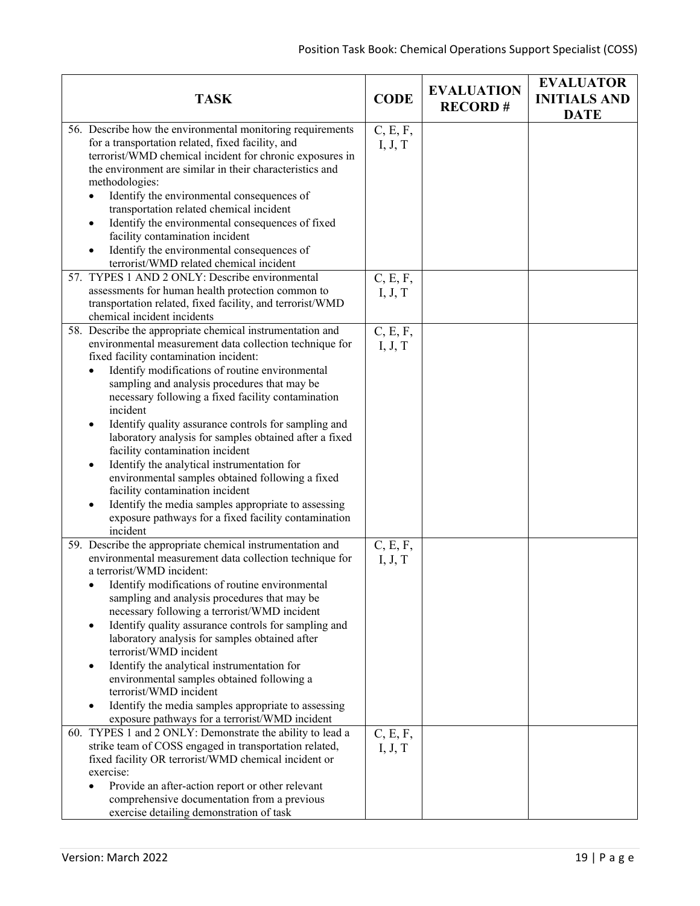| TASK | CODE | EVALUATION RECORD # | EVALUATOR INITIALS AND DATE |
|---|---|---|---|
| 56. Describe how the environmental monitoring requirements for a transportation related, fixed facility, and terrorist/WMD chemical incident for chronic exposures in the environment are similar in their characteristics and methodologies:<br>• Identify the environmental consequences of transportation related chemical incident<br>• Identify the environmental consequences of fixed facility contamination incident<br>• Identify the environmental consequences of terrorist/WMD related chemical incident | C, E, F, I, J, T | | |
| 57. TYPES 1 AND 2 ONLY: Describe environmental assessments for human health protection common to transportation related, fixed facility, and terrorist/WMD chemical incident incidents | C, E, F, I, J, T | | |
| 58. Describe the appropriate chemical instrumentation and environmental measurement data collection technique for fixed facility contamination incident:<br>• Identify modifications of routine environmental sampling and analysis procedures that may be necessary following a fixed facility contamination incident<br>• Identify quality assurance controls for sampling and laboratory analysis for samples obtained after a fixed facility contamination incident<br>• Identify the analytical instrumentation for environmental samples obtained following a fixed facility contamination incident<br>• Identify the media samples appropriate to assessing exposure pathways for a fixed facility contamination incident | C, E, F, I, J, T | | |
| 59. Describe the appropriate chemical instrumentation and environmental measurement data collection technique for a terrorist/WMD incident:<br>• Identify modifications of routine environmental sampling and analysis procedures that may be necessary following a terrorist/WMD incident<br>• Identify quality assurance controls for sampling and laboratory analysis for samples obtained after terrorist/WMD incident<br>• Identify the analytical instrumentation for environmental samples obtained following a terrorist/WMD incident<br>• Identify the media samples appropriate to assessing exposure pathways for a terrorist/WMD incident | C, E, F, I, J, T | | |
| 60. TYPES 1 and 2 ONLY: Demonstrate the ability to lead a strike team of COSS engaged in transportation related, fixed facility OR terrorist/WMD chemical incident or exercise:<br>• Provide an after-action report or other relevant comprehensive documentation from a previous exercise detailing demonstration of task | C, E, F, I, J, T | | |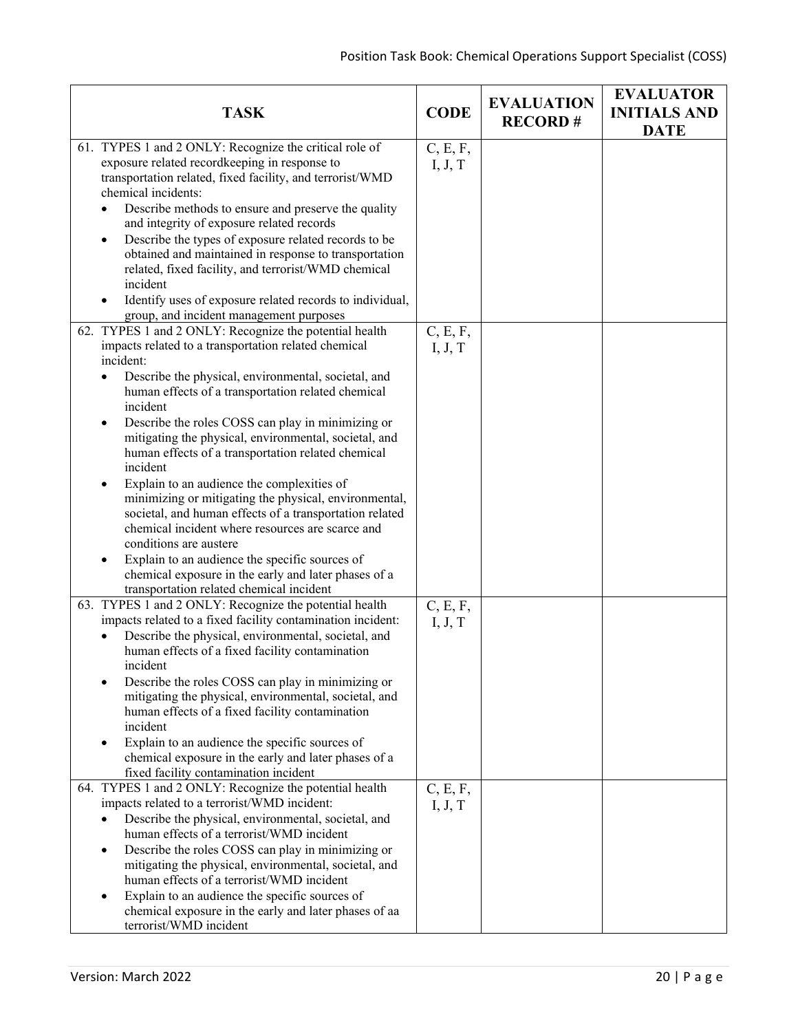| TASK | CODE | EVALUATION RECORD # | EVALUATOR INITIALS AND DATE |
|---|---|---|---|
| 61. TYPES 1 and 2 ONLY: Recognize the critical role of exposure related recordkeeping in response to transportation related, fixed facility, and terrorist/WMD chemical incidents:<br>• Describe methods to ensure and preserve the quality and integrity of exposure related records<br>• Describe the types of exposure related records to be obtained and maintained in response to transportation related, fixed facility, and terrorist/WMD chemical incident<br>• Identify uses of exposure related records to individual, group, and incident management purposes | C, E, F, I, J, T | | |
| 62. TYPES 1 and 2 ONLY: Recognize the potential health impacts related to a transportation related chemical incident:<br>• Describe the physical, environmental, societal, and human effects of a transportation related chemical incident<br>• Describe the roles COSS can play in minimizing or mitigating the physical, environmental, societal, and human effects of a transportation related chemical incident<br>• Explain to an audience the complexities of minimizing or mitigating the physical, environmental, societal, and human effects of a transportation related chemical incident where resources are scarce and conditions are austere<br>• Explain to an audience the specific sources of chemical exposure in the early and later phases of a transportation related chemical incident | C, E, F, I, J, T | | |
| 63. TYPES 1 and 2 ONLY: Recognize the potential health impacts related to a fixed facility contamination incident:<br>• Describe the physical, environmental, societal, and human effects of a fixed facility contamination incident<br>• Describe the roles COSS can play in minimizing or mitigating the physical, environmental, societal, and human effects of a fixed facility contamination incident<br>• Explain to an audience the specific sources of chemical exposure in the early and later phases of a fixed facility contamination incident | C, E, F, I, J, T | | |
| 64. TYPES 1 and 2 ONLY: Recognize the potential health impacts related to a terrorist/WMD incident:<br>• Describe the physical, environmental, societal, and human effects of a terrorist/WMD incident<br>• Describe the roles COSS can play in minimizing or mitigating the physical, environmental, societal, and human effects of a terrorist/WMD incident<br>• Explain to an audience the specific sources of chemical exposure in the early and later phases of aa terrorist/WMD incident | C, E, F, I, J, T | | |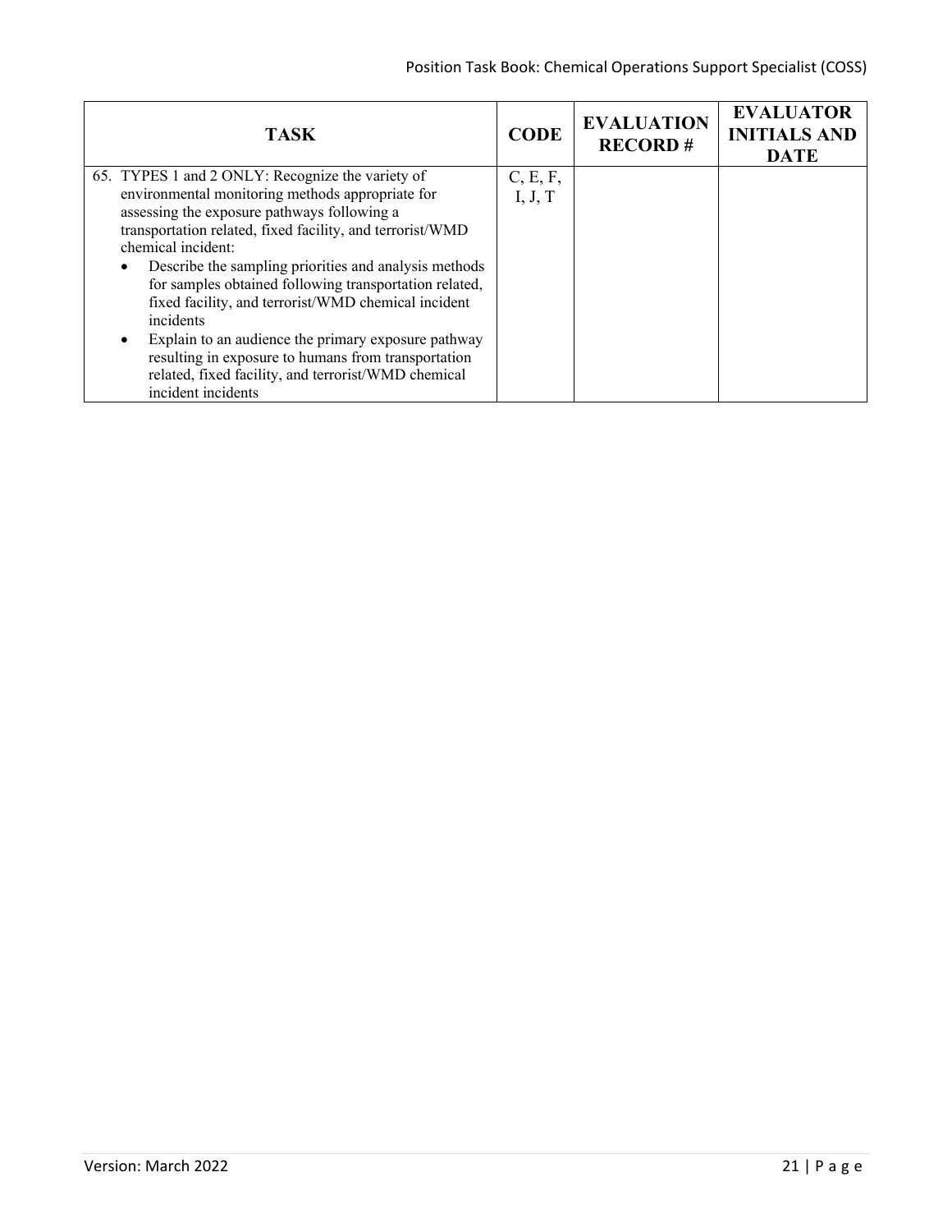| TASK | CODE | EVALUATION RECORD # | EVALUATOR INITIALS AND DATE |
|---|---|---|---|
| 65. TYPES 1 and 2 ONLY: Recognize the variety of environmental monitoring methods appropriate for assessing the exposure pathways following a transportation related, fixed facility, and terrorist/WMD chemical incident:<br>• Describe the sampling priorities and analysis methods for samples obtained following transportation related, fixed facility, and terrorist/WMD chemical incident incidents<br>• Explain to an audience the primary exposure pathway resulting in exposure to humans from transportation related, fixed facility, and terrorist/WMD chemical incident incidents | C, E, F, I, J, T | | |